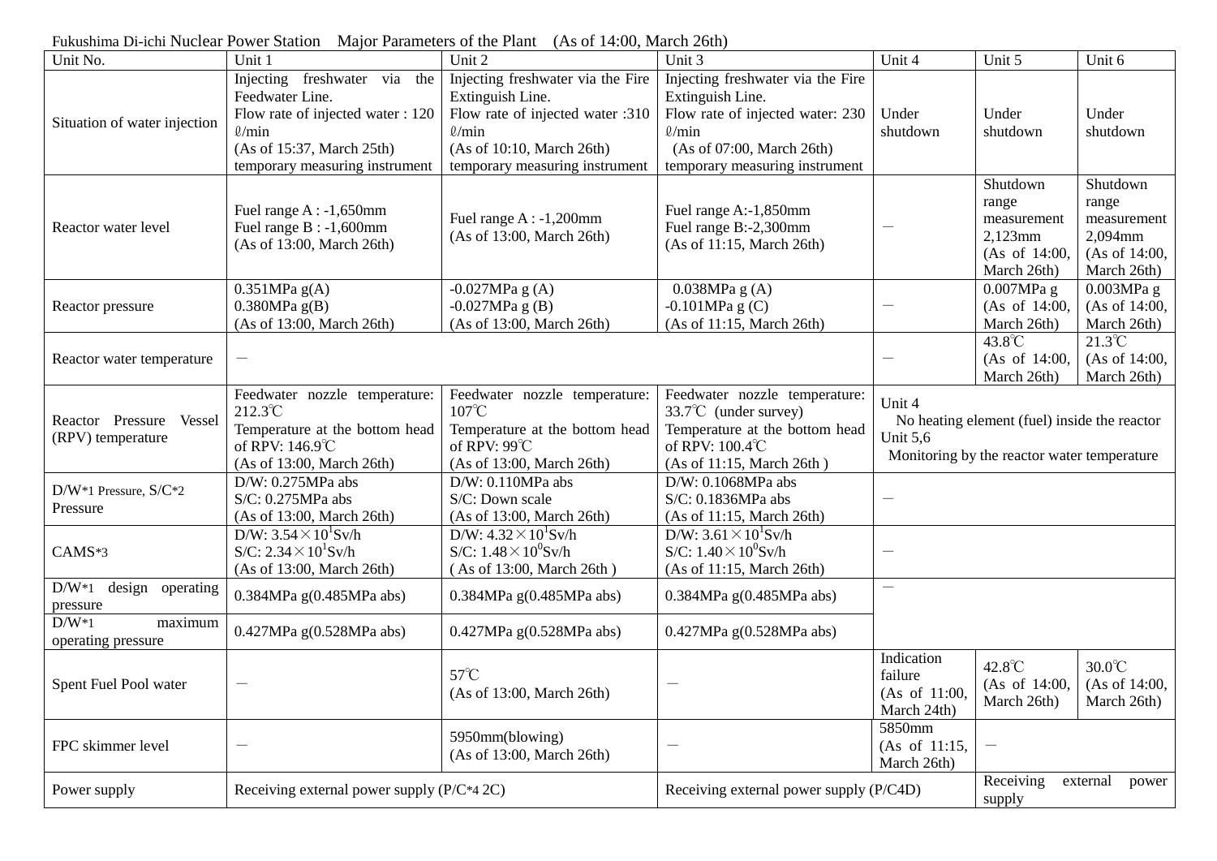Fukushima Di-ichi Nuclear Power Station　Major Parameters of the Plant　(As of 14:00, March 26th)

| Unit No. | Unit 1 | Unit 2 | Unit 3 | Unit 4 | Unit 5 | Unit 6 |
|---|---|---|---|---|---|---|
| Situation of water injection | Injecting freshwater via the Feedwater Line.<br>Flow rate of injected water : 120 ℓ/min<br>(As of 15:37, March 25th)<br>temporary measuring instrument | Injecting freshwater via the Fire Extinguish Line.<br>Flow rate of injected water :310 ℓ/min<br>(As of 10:10, March 26th)<br>temporary measuring instrument | Injecting freshwater via the Fire Extinguish Line.<br>Flow rate of injected water: 230 ℓ/min<br>(As of 07:00, March 26th)<br>temporary measuring instrument | Under shutdown | Under shutdown | Under shutdown |
| Reactor water level | Fuel range A : -1,650mm<br>Fuel range B : -1,600mm<br>(As of 13:00, March 26th) | Fuel range A : -1,200mm<br>(As of 13:00, March 26th) | Fuel range A:-1,850mm<br>Fuel range B:-2,300mm<br>(As of 11:15, March 26th) | － | Shutdown range measurement 2,123mm<br>(As of 14:00, March 26th) | Shutdown range measurement 2,094mm<br>(As of 14:00, March 26th) |
| Reactor pressure | 0.351MPa g(A)<br>0.380MPa g(B)<br>(As of 13:00, March 26th) | -0.027MPa g (A)<br>-0.027MPa g (B)<br>(As of 13:00, March 26th) | 0.038MPa g (A)<br>-0.101MPa g (C)<br>(As of 11:15, March 26th) | － | 0.007MPa g<br>(As of 14:00, March 26th) | 0.003MPa g<br>(As of 14:00, March 26th) |
| Reactor water temperature | － | | | － | 43.8℃<br>(As of 14:00, March 26th) | 21.3℃<br>(As of 14:00, March 26th) |
| Reactor Pressure Vessel (RPV) temperature | Feedwater nozzle temperature: 212.3℃<br>Temperature at the bottom head of RPV: 146.9℃<br>(As of 13:00, March 26th) | Feedwater nozzle temperature: 107℃<br>Temperature at the bottom head of RPV: 99℃<br>(As of 13:00, March 26th) | Feedwater nozzle temperature: 33.7℃ (under survey)<br>Temperature at the bottom head of RPV: 100.4℃<br>(As of 11:15, March 26th ) | Unit 4<br>No heating element (fuel) inside the reactor<br>Unit 5,6<br>Monitoring by the reactor water temperature | | |
| D/W*1 Pressure, S/C*2 Pressure | D/W: 0.275MPa abs<br>S/C: 0.275MPa abs<br>(As of 13:00, March 26th) | D/W: 0.110MPa abs<br>S/C: Down scale<br>(As of 13:00, March 26th) | D/W: 0.1068MPa abs<br>S/C: 0.1836MPa abs<br>(As of 11:15, March 26th) | － | | |
| CAMS*3 | D/W: $3.54\times10^{1}$Sv/h<br>S/C: $2.34\times10^{1}$Sv/h<br>(As of 13:00, March 26th) | D/W: $4.32\times10^{1}$Sv/h<br>S/C: $1.48\times10^{0}$Sv/h<br>( As of 13:00, March 26th ) | D/W: $3.61\times10^{1}$Sv/h<br>S/C: $1.40\times10^{0}$Sv/h<br>(As of 11:15, March 26th) | － | | |
| D/W*1 design operating pressure | 0.384MPa g(0.485MPa abs) | 0.384MPa g(0.485MPa abs) | 0.384MPa g(0.485MPa abs) | － | | |
| D/W*1 maximum operating pressure | 0.427MPa g(0.528MPa abs) | 0.427MPa g(0.528MPa abs) | 0.427MPa g(0.528MPa abs) | | | |
| Spent Fuel Pool water | － | 57℃<br>(As of 13:00, March 26th) | － | Indication failure<br>(As of 11:00, March 24th) | 42.8℃<br>(As of 14:00, March 26th) | 30.0℃<br>(As of 14:00, March 26th) |
| FPC skimmer level | － | 5950mm(blowing)<br>(As of 13:00, March 26th) | － | 5850mm<br>(As of 11:15, March 26th) | － | |
| Power supply | Receiving external power supply (P/C*4 2C) | | Receiving external power supply (P/C4D) | | Receiving external power supply | |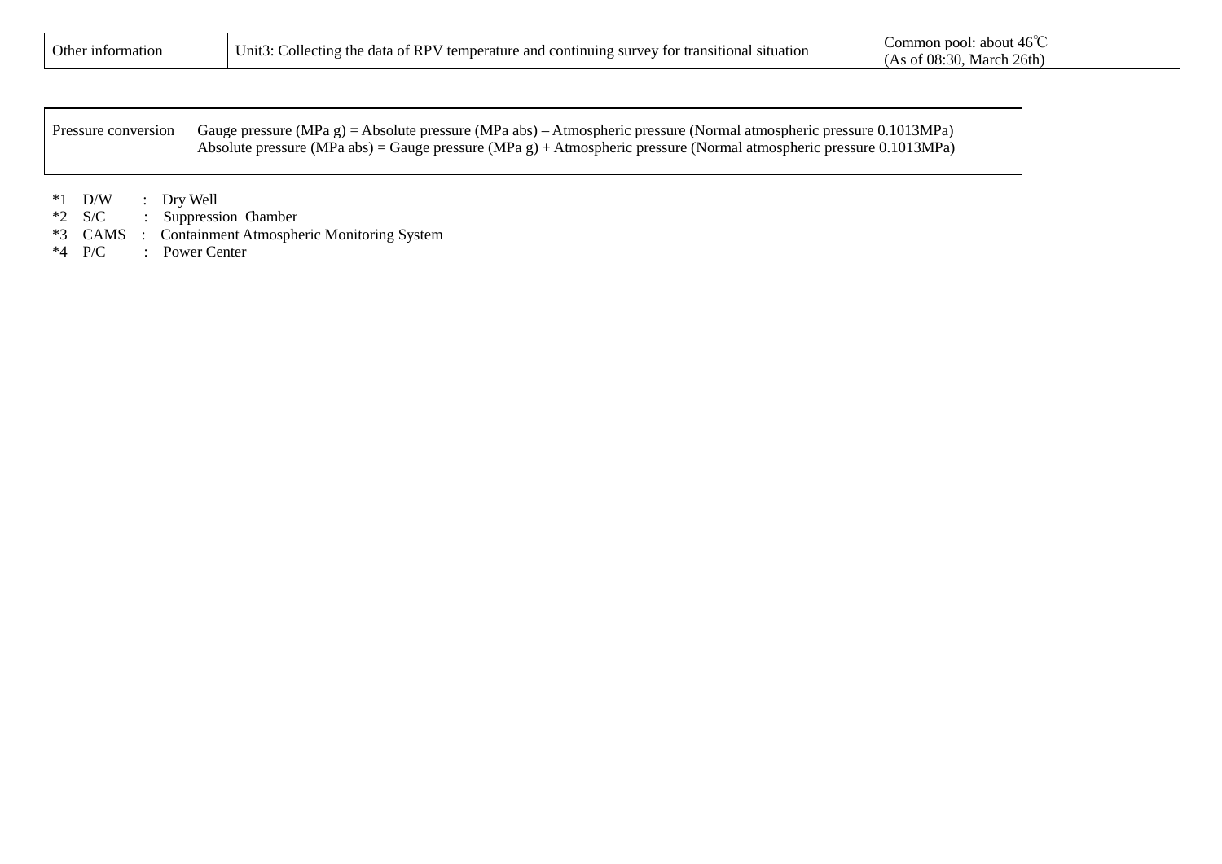| | | |
|---|---|---|
| Other information | Unit3: Collecting the data of RPV temperature and continuing survey for transitional situation | Common pool: about 46℃<br>(As of 08:30, March 26th) |

| | |
|---|---|
| Pressure conversion | Gauge pressure (MPa g) = Absolute pressure (MPa abs) – Atmospheric pressure (Normal atmospheric pressure 0.1013MPa)<br>Absolute pressure (MPa abs) = Gauge pressure (MPa g) + Atmospheric pressure (Normal atmospheric pressure 0.1013MPa) |

*1 D/W : Dry Well
*2 S/C : Suppression Chamber
*3 CAMS : Containment Atmospheric Monitoring System
*4 P/C : Power Center